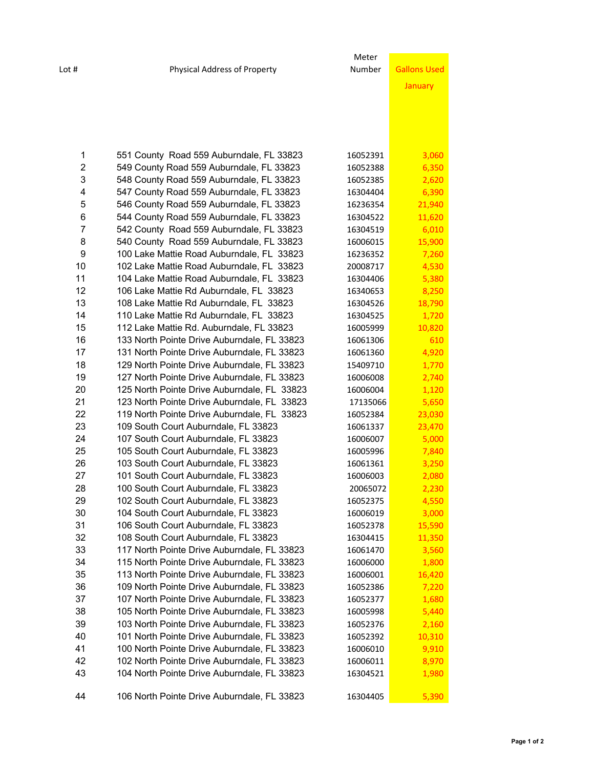| Lot # | Physical Address of Property | Meter Number | Gallons Used January |
|---|---|---|---|
| 1 | 551 County Road 559 Auburndale, FL 33823 | 16052391 | 3,060 |
| 2 | 549 County Road 559 Auburndale, FL 33823 | 16052388 | 6,350 |
| 3 | 548 County Road 559 Auburndale, FL 33823 | 16052385 | 2,620 |
| 4 | 547 County Road 559 Auburndale, FL 33823 | 16304404 | 6,390 |
| 5 | 546 County Road 559 Auburndale, FL 33823 | 16236354 | 21,940 |
| 6 | 544 County Road 559 Auburndale, FL 33823 | 16304522 | 11,620 |
| 7 | 542 County Road 559 Auburndale, FL 33823 | 16304519 | 6,010 |
| 8 | 540 County Road 559 Auburndale, FL 33823 | 16006015 | 15,900 |
| 9 | 100 Lake Mattie Road Auburndale, FL 33823 | 16236352 | 7,260 |
| 10 | 102 Lake Mattie Road Auburndale, FL 33823 | 20008717 | 4,530 |
| 11 | 104 Lake Mattie Road Auburndale, FL 33823 | 16304406 | 5,380 |
| 12 | 106 Lake Mattie Rd Auburndale, FL 33823 | 16340653 | 8,250 |
| 13 | 108 Lake Mattie Rd Auburndale, FL 33823 | 16304526 | 18,790 |
| 14 | 110 Lake Mattie Rd Auburndale, FL 33823 | 16304525 | 1,720 |
| 15 | 112 Lake Mattie Rd. Auburndale, FL 33823 | 16005999 | 10,820 |
| 16 | 133 North Pointe Drive Auburndale, FL 33823 | 16061306 | 610 |
| 17 | 131 North Pointe Drive Auburndale, FL 33823 | 16061360 | 4,920 |
| 18 | 129 North Pointe Drive Auburndale, FL 33823 | 15409710 | 1,770 |
| 19 | 127 North Pointe Drive Auburndale, FL 33823 | 16006008 | 2,740 |
| 20 | 125 North Pointe Drive Auburndale, FL 33823 | 16006004 | 1,120 |
| 21 | 123 North Pointe Drive Auburndale, FL 33823 | 17135066 | 5,650 |
| 22 | 119 North Pointe Drive Auburndale, FL 33823 | 16052384 | 23,030 |
| 23 | 109 South Court Auburndale, FL 33823 | 16061337 | 23,470 |
| 24 | 107 South Court Auburndale, FL 33823 | 16006007 | 5,000 |
| 25 | 105 South Court Auburndale, FL 33823 | 16005996 | 7,840 |
| 26 | 103 South Court Auburndale, FL 33823 | 16061361 | 3,250 |
| 27 | 101 South Court Auburndale, FL 33823 | 16006003 | 2,080 |
| 28 | 100 South Court Auburndale, FL 33823 | 20065072 | 2,230 |
| 29 | 102 South Court Auburndale, FL 33823 | 16052375 | 4,550 |
| 30 | 104 South Court Auburndale, FL 33823 | 16006019 | 3,000 |
| 31 | 106 South Court Auburndale, FL 33823 | 16052378 | 15,590 |
| 32 | 108 South Court Auburndale, FL 33823 | 16304415 | 11,350 |
| 33 | 117 North Pointe Drive Auburndale, FL 33823 | 16061470 | 3,560 |
| 34 | 115 North Pointe Drive Auburndale, FL 33823 | 16006000 | 1,800 |
| 35 | 113 North Pointe Drive Auburndale, FL 33823 | 16006001 | 16,420 |
| 36 | 109 North Pointe Drive Auburndale, FL 33823 | 16052386 | 7,220 |
| 37 | 107 North Pointe Drive Auburndale, FL 33823 | 16052377 | 1,680 |
| 38 | 105 North Pointe Drive Auburndale, FL 33823 | 16005998 | 5,440 |
| 39 | 103 North Pointe Drive Auburndale, FL 33823 | 16052376 | 2,160 |
| 40 | 101 North Pointe Drive Auburndale, FL 33823 | 16052392 | 10,310 |
| 41 | 100 North Pointe Drive Auburndale, FL 33823 | 16006010 | 9,910 |
| 42 | 102 North Pointe Drive Auburndale, FL 33823 | 16006011 | 8,970 |
| 43 | 104 North Pointe Drive Auburndale, FL 33823 | 16304521 | 1,980 |
| 44 | 106 North Pointe Drive Auburndale, FL 33823 | 16304405 | 5,390 |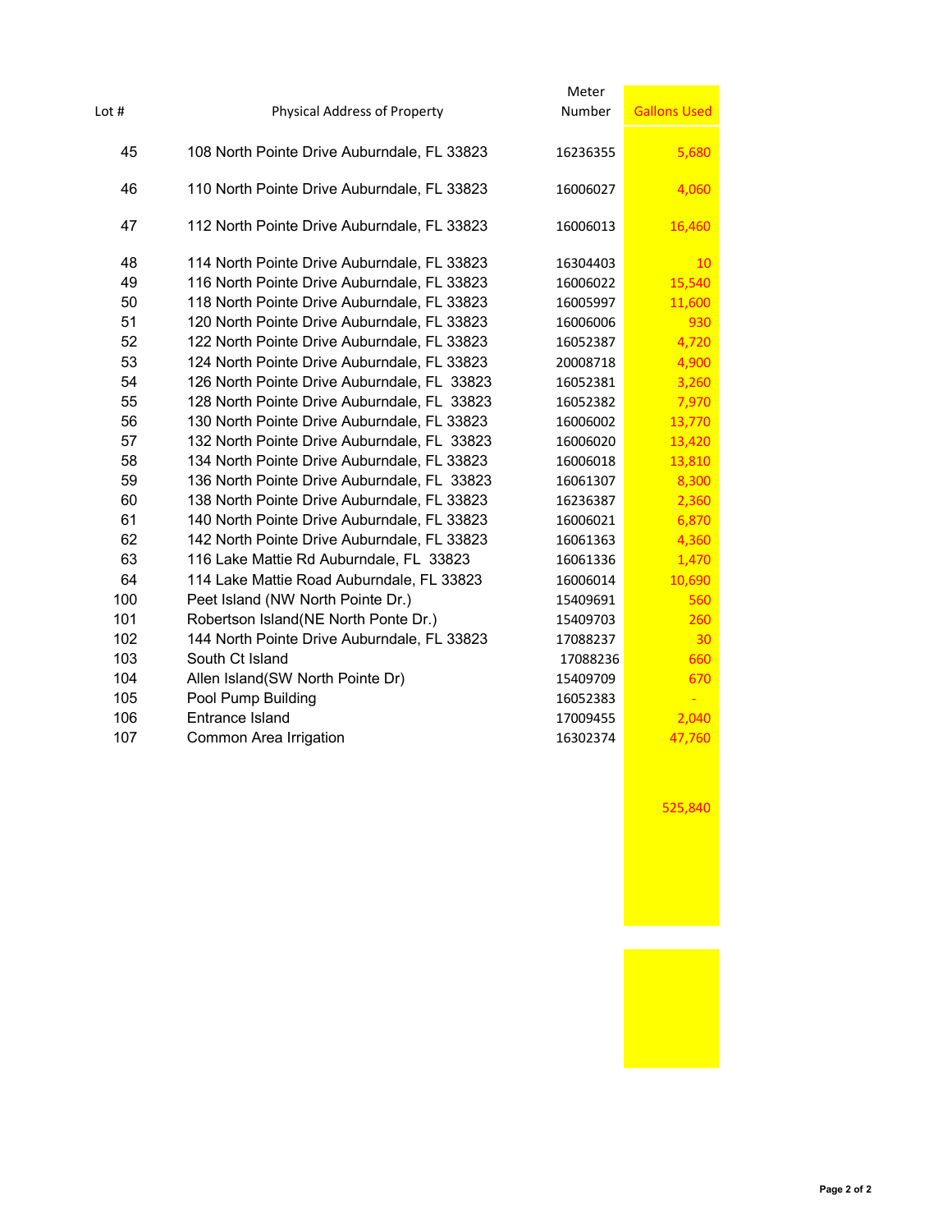| Lot # | Physical Address of Property | Meter Number | Gallons Used |
|---|---|---|---|
| 45 | 108 North Pointe Drive Auburndale, FL 33823 | 16236355 | 5,680 |
| 46 | 110 North Pointe Drive Auburndale, FL 33823 | 16006027 | 4,060 |
| 47 | 112 North Pointe Drive Auburndale, FL 33823 | 16006013 | 16,460 |
| 48 | 114 North Pointe Drive Auburndale, FL 33823 | 16304403 | 10 |
| 49 | 116 North Pointe Drive Auburndale, FL 33823 | 16006022 | 15,540 |
| 50 | 118 North Pointe Drive Auburndale, FL 33823 | 16005997 | 11,600 |
| 51 | 120 North Pointe Drive Auburndale, FL 33823 | 16006006 | 930 |
| 52 | 122 North Pointe Drive Auburndale, FL 33823 | 16052387 | 4,720 |
| 53 | 124 North Pointe Drive Auburndale, FL 33823 | 20008718 | 4,900 |
| 54 | 126 North Pointe Drive Auburndale, FL 33823 | 16052381 | 3,260 |
| 55 | 128 North Pointe Drive Auburndale, FL 33823 | 16052382 | 7,970 |
| 56 | 130 North Pointe Drive Auburndale, FL 33823 | 16006002 | 13,770 |
| 57 | 132 North Pointe Drive Auburndale, FL 33823 | 16006020 | 13,420 |
| 58 | 134 North Pointe Drive Auburndale, FL 33823 | 16006018 | 13,810 |
| 59 | 136 North Pointe Drive Auburndale, FL 33823 | 16061307 | 8,300 |
| 60 | 138 North Pointe Drive Auburndale, FL 33823 | 16236387 | 2,360 |
| 61 | 140 North Pointe Drive Auburndale, FL 33823 | 16006021 | 6,870 |
| 62 | 142 North Pointe Drive Auburndale, FL 33823 | 16061363 | 4,360 |
| 63 | 116 Lake Mattie Rd Auburndale, FL 33823 | 16061336 | 1,470 |
| 64 | 114 Lake Mattie Road Auburndale, FL 33823 | 16006014 | 10,690 |
| 100 | Peet Island (NW North Pointe Dr.) | 15409691 | 560 |
| 101 | Robertson Island(NE North Ponte Dr.) | 15409703 | 260 |
| 102 | 144 North Pointe Drive Auburndale, FL 33823 | 17088237 | 30 |
| 103 | South Ct Island | 17088236 | 660 |
| 104 | Allen Island(SW North Pointe Dr) | 15409709 | 670 |
| 105 | Pool Pump Building | 16052383 | - |
| 106 | Entrance Island | 17009455 | 2,040 |
| 107 | Common Area Irrigation | 16302374 | 47,760 |
| | | | 525,840 |